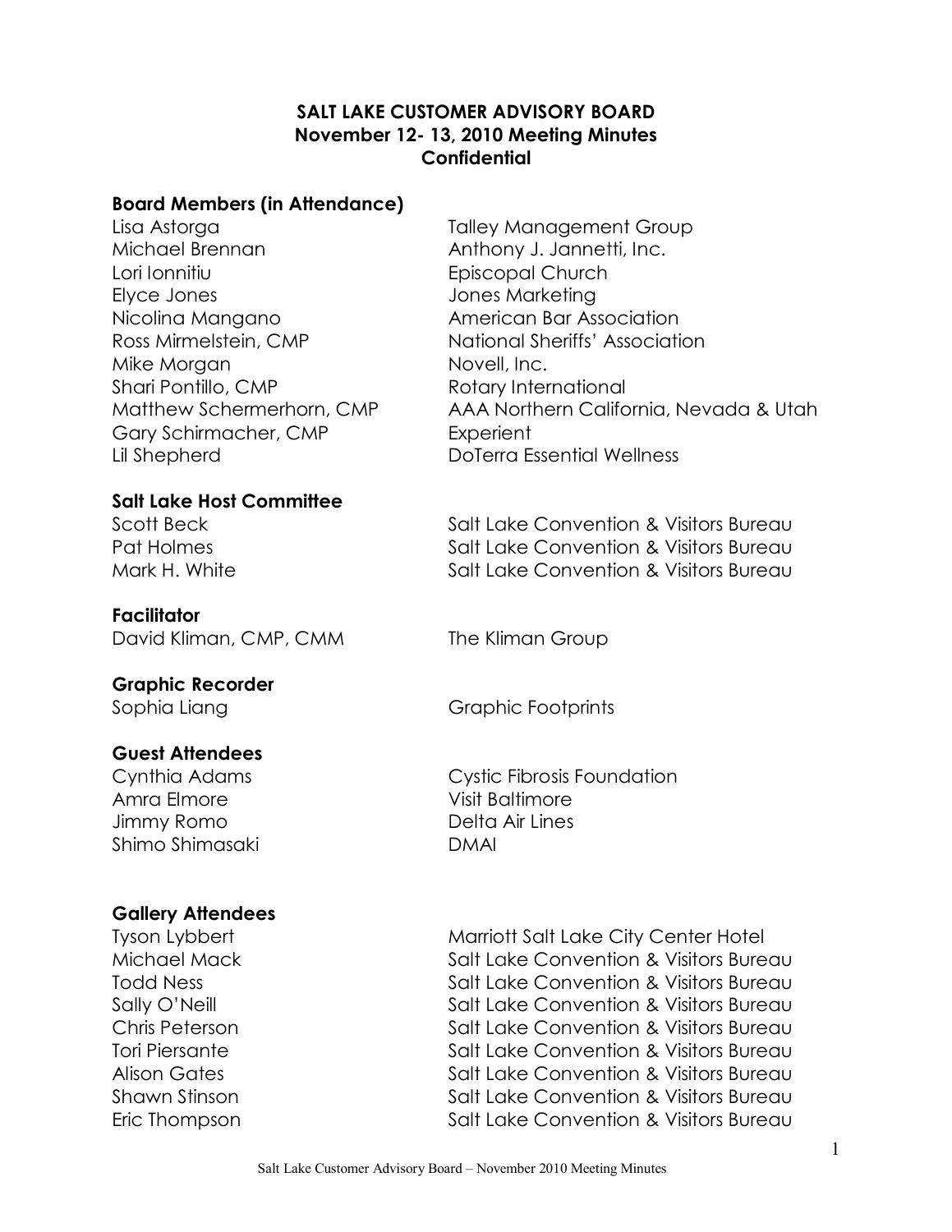# SALT LAKE CUSTOMER ADVISORY BOARD
## November 12- 13, 2010 Meeting Minutes
## Confidential

### Board Members (in Attendance)

| | |
|---|---|
| Lisa Astorga | Talley Management Group |
| Michael Brennan | Anthony J. Jannetti, Inc. |
| Lori Ionnitiu | Episcopal Church |
| Elyce Jones | Jones Marketing |
| Nicolina Mangano | American Bar Association |
| Ross Mirmelstein, CMP | National Sheriffs' Association |
| Mike Morgan | Novell, Inc. |
| Shari Pontillo, CMP | Rotary International |
| Matthew Schermerhorn, CMP | AAA Northern California, Nevada & Utah |
| Gary Schirmacher, CMP | Experient |
| Lil Shepherd | DoTerra Essential Wellness |

### Salt Lake Host Committee

| | |
|---|---|
| Scott Beck | Salt Lake Convention & Visitors Bureau |
| Pat Holmes | Salt Lake Convention & Visitors Bureau |
| Mark H. White | Salt Lake Convention & Visitors Bureau |

### Facilitator

| | |
|---|---|
| David Kliman, CMP, CMM | The Kliman Group |

### Graphic Recorder

| | |
|---|---|
| Sophia Liang | Graphic Footprints |

### Guest Attendees

| | |
|---|---|
| Cynthia Adams | Cystic Fibrosis Foundation |
| Amra Elmore | Visit Baltimore |
| Jimmy Romo | Delta Air Lines |
| Shimo Shimasaki | DMAI |

### Gallery Attendees

| | |
|---|---|
| Tyson Lybbert | Marriott Salt Lake City Center Hotel |
| Michael Mack | Salt Lake Convention & Visitors Bureau |
| Todd Ness | Salt Lake Convention & Visitors Bureau |
| Sally O'Neill | Salt Lake Convention & Visitors Bureau |
| Chris Peterson | Salt Lake Convention & Visitors Bureau |
| Tori Piersante | Salt Lake Convention & Visitors Bureau |
| Alison Gates | Salt Lake Convention & Visitors Bureau |
| Shawn Stinson | Salt Lake Convention & Visitors Bureau |
| Eric Thompson | Salt Lake Convention & Visitors Bureau |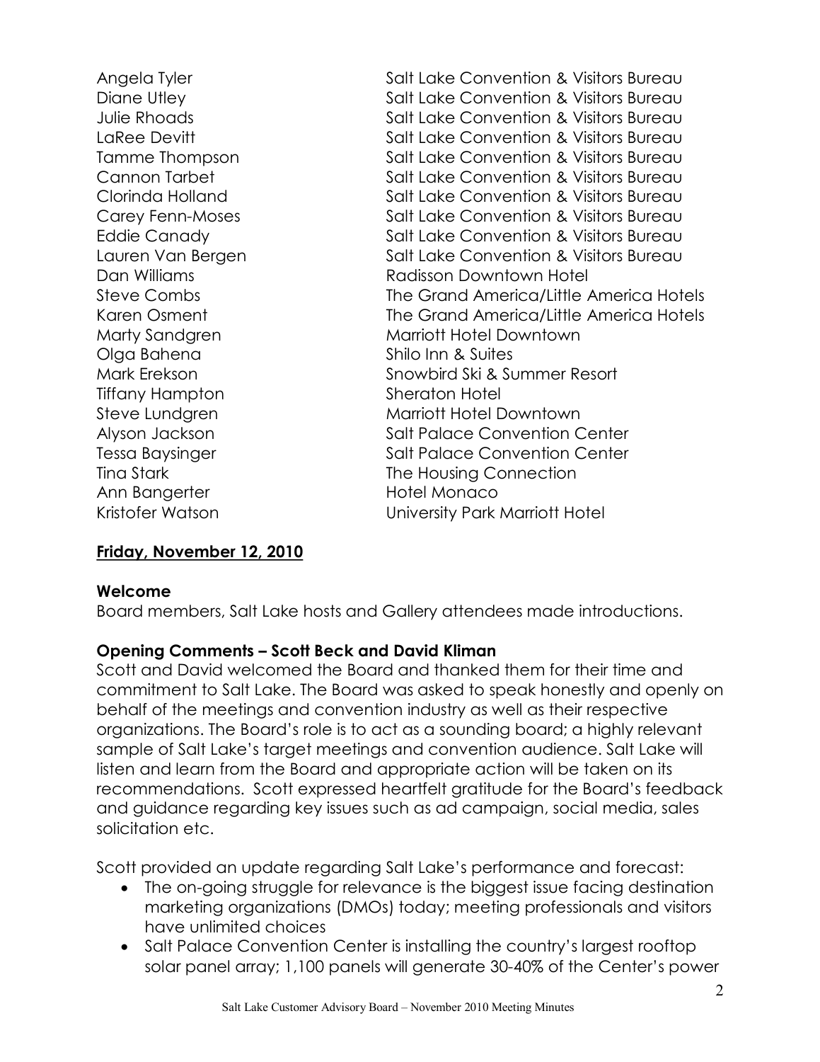| | |
|---|---|
| Angela Tyler | Salt Lake Convention & Visitors Bureau |
| Diane Utley | Salt Lake Convention & Visitors Bureau |
| Julie Rhoads | Salt Lake Convention & Visitors Bureau |
| LaRee Devitt | Salt Lake Convention & Visitors Bureau |
| Tamme Thompson | Salt Lake Convention & Visitors Bureau |
| Cannon Tarbet | Salt Lake Convention & Visitors Bureau |
| Clorinda Holland | Salt Lake Convention & Visitors Bureau |
| Carey Fenn-Moses | Salt Lake Convention & Visitors Bureau |
| Eddie Canady | Salt Lake Convention & Visitors Bureau |
| Lauren Van Bergen | Salt Lake Convention & Visitors Bureau |
| Dan Williams | Radisson Downtown Hotel |
| Steve Combs | The Grand America/Little America Hotels |
| Karen Osment | The Grand America/Little America Hotels |
| Marty Sandgren | Marriott Hotel Downtown |
| Olga Bahena | Shilo Inn & Suites |
| Mark Erekson | Snowbird Ski & Summer Resort |
| Tiffany Hampton | Sheraton Hotel |
| Steve Lundgren | Marriott Hotel Downtown |
| Alyson Jackson | Salt Palace Convention Center |
| Tessa Baysinger | Salt Palace Convention Center |
| Tina Stark | The Housing Connection |
| Ann Bangerter | Hotel Monaco |
| Kristofer Watson | University Park Marriott Hotel |

## Friday, November 12, 2010

### Welcome

Board members, Salt Lake hosts and Gallery attendees made introductions.

### Opening Comments – Scott Beck and David Kliman

Scott and David welcomed the Board and thanked them for their time and commitment to Salt Lake. The Board was asked to speak honestly and openly on behalf of the meetings and convention industry as well as their respective organizations. The Board's role is to act as a sounding board; a highly relevant sample of Salt Lake's target meetings and convention audience. Salt Lake will listen and learn from the Board and appropriate action will be taken on its recommendations. Scott expressed heartfelt gratitude for the Board's feedback and guidance regarding key issues such as ad campaign, social media, sales solicitation etc.

Scott provided an update regarding Salt Lake's performance and forecast:

- The on-going struggle for relevance is the biggest issue facing destination marketing organizations (DMOs) today; meeting professionals and visitors have unlimited choices
- Salt Palace Convention Center is installing the country's largest rooftop solar panel array; 1,100 panels will generate 30-40% of the Center's power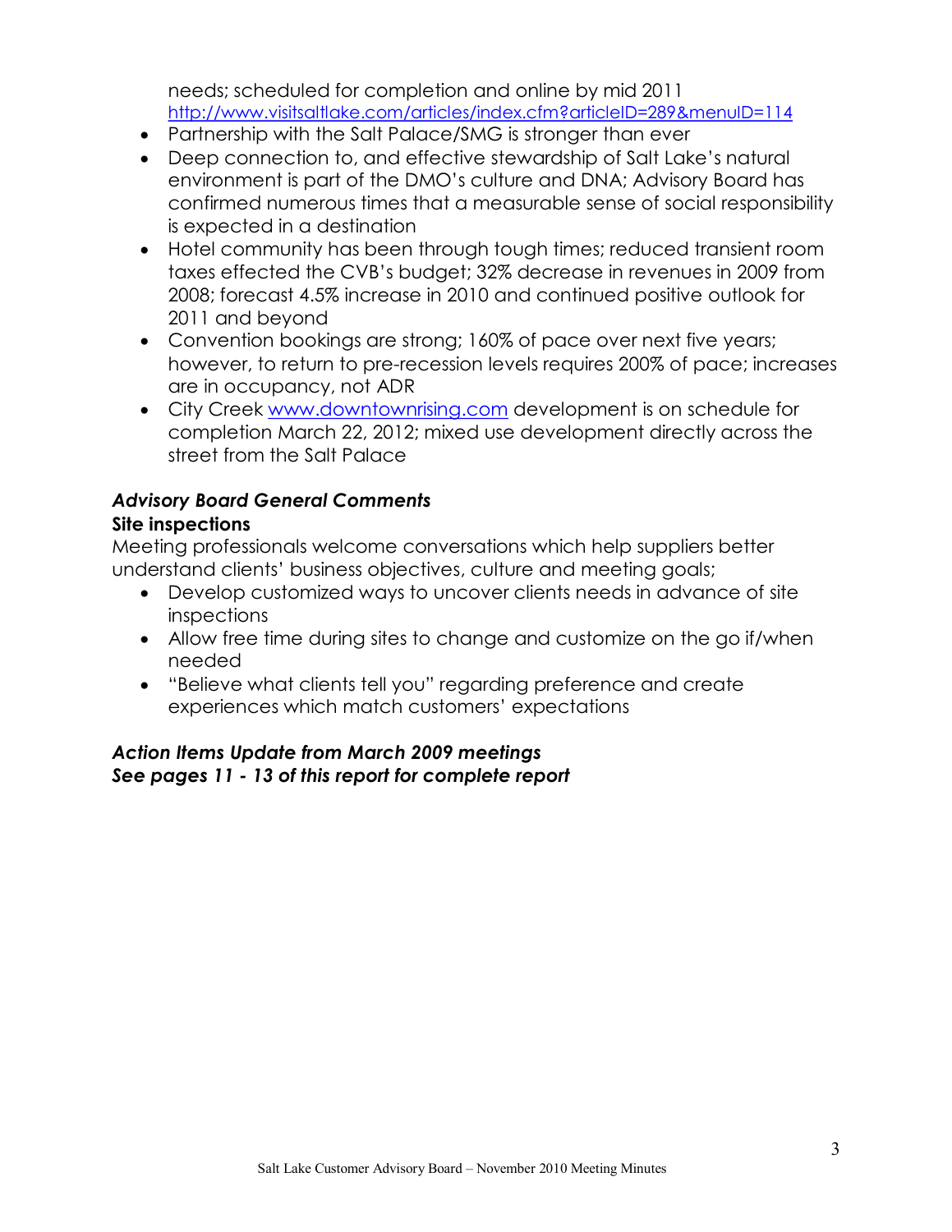needs; scheduled for completion and online by mid 2011 http://www.visitsaltlake.com/articles/index.cfm?articleID=289&menuID=114

- Partnership with the Salt Palace/SMG is stronger than ever
- Deep connection to, and effective stewardship of Salt Lake's natural environment is part of the DMO's culture and DNA; Advisory Board has confirmed numerous times that a measurable sense of social responsibility is expected in a destination
- Hotel community has been through tough times; reduced transient room taxes effected the CVB's budget; 32% decrease in revenues in 2009 from 2008; forecast 4.5% increase in 2010 and continued positive outlook for 2011 and beyond
- Convention bookings are strong; 160% of pace over next five years; however, to return to pre-recession levels requires 200% of pace; increases are in occupancy, not ADR
- City Creek www.downtownrising.com development is on schedule for completion March 22, 2012; mixed use development directly across the street from the Salt Palace

### *Advisory Board General Comments*

**Site inspections**

Meeting professionals welcome conversations which help suppliers better understand clients' business objectives, culture and meeting goals;

- Develop customized ways to uncover clients needs in advance of site inspections
- Allow free time during sites to change and customize on the go if/when needed
- "Believe what clients tell you" regarding preference and create experiences which match customers' expectations

### *Action Items Update from March 2009 meetings*
### *See pages 11 - 13 of this report for complete report*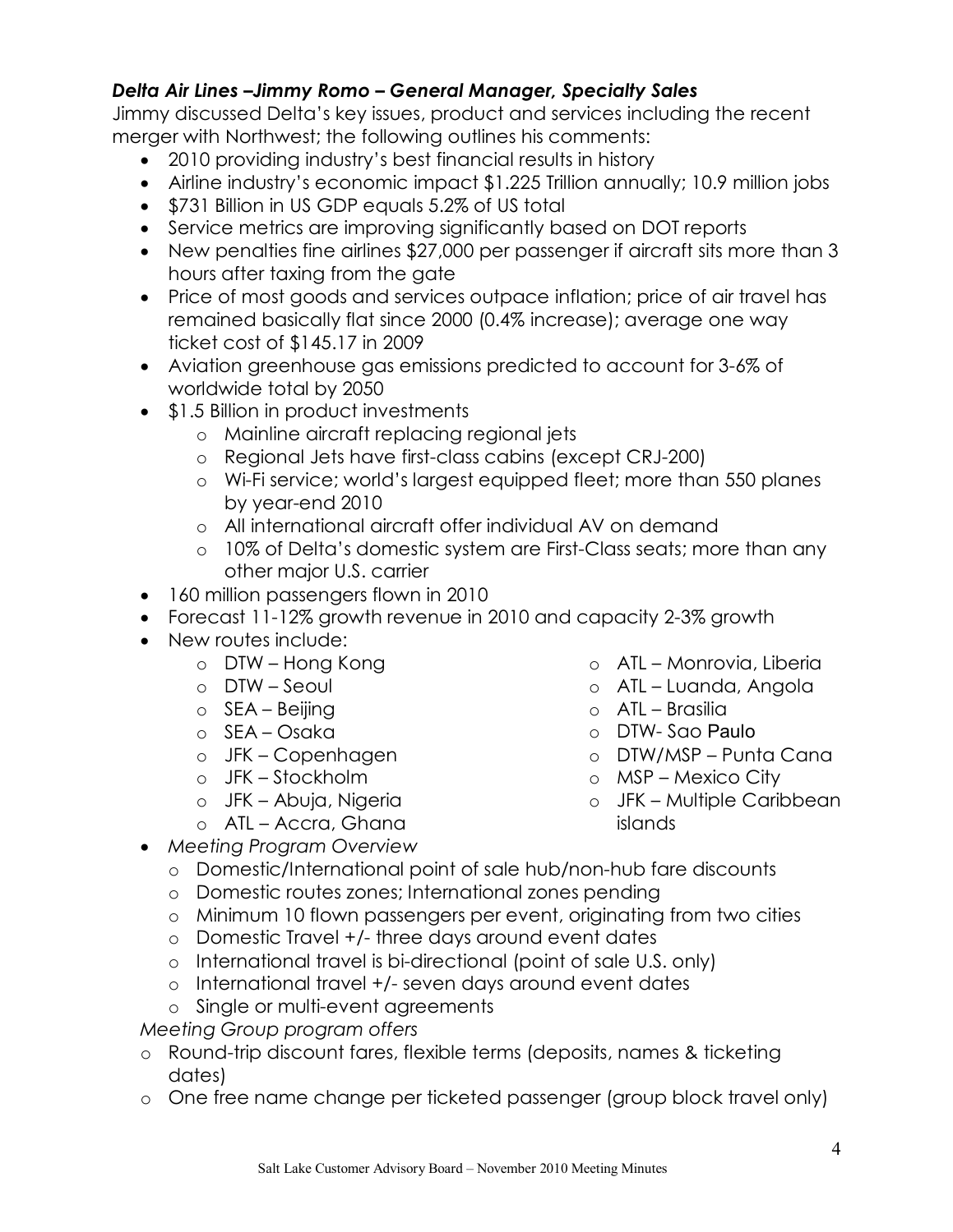### *Delta Air Lines –Jimmy Romo – General Manager, Specialty Sales*

Jimmy discussed Delta's key issues, product and services including the recent merger with Northwest; the following outlines his comments:

- 2010 providing industry's best financial results in history
- Airline industry's economic impact $1.225 Trillion annually; 10.9 million jobs
- $731 Billion in US GDP equals 5.2% of US total
- Service metrics are improving significantly based on DOT reports
- New penalties fine airlines $27,000 per passenger if aircraft sits more than 3 hours after taxing from the gate
- Price of most goods and services outpace inflation; price of air travel has remained basically flat since 2000 (0.4% increase); average one way ticket cost of $145.17 in 2009
- Aviation greenhouse gas emissions predicted to account for 3-6% of worldwide total by 2050
- $1.5 Billion in product investments
  - Mainline aircraft replacing regional jets
  - Regional Jets have first-class cabins (except CRJ-200)
  - Wi-Fi service; world's largest equipped fleet; more than 550 planes by year-end 2010
  - All international aircraft offer individual AV on demand
  - 10% of Delta's domestic system are First-Class seats; more than any other major U.S. carrier
- 160 million passengers flown in 2010
- Forecast 11-12% growth revenue in 2010 and capacity 2-3% growth
- New routes include:
  - DTW – Hong Kong
  - DTW – Seoul
  - SEA – Beijing
  - SEA – Osaka
  - JFK – Copenhagen
  - JFK – Stockholm
  - JFK – Abuja, Nigeria
  - ATL – Accra, Ghana
  - ATL – Monrovia, Liberia
  - ATL – Luanda, Angola
  - ATL – Brasilia
  - DTW- Sao Paulo
  - DTW/MSP – Punta Cana
  - MSP – Mexico City
  - JFK – Multiple Caribbean islands
- *Meeting Program Overview*
  - Domestic/International point of sale hub/non-hub fare discounts
  - Domestic routes zones; International zones pending
  - Minimum 10 flown passengers per event, originating from two cities
  - Domestic Travel +/- three days around event dates
  - International travel is bi-directional (point of sale U.S. only)
  - International travel +/- seven days around event dates
  - Single or multi-event agreements

*Meeting Group program offers*

- Round-trip discount fares, flexible terms (deposits, names & ticketing dates)
- One free name change per ticketed passenger (group block travel only)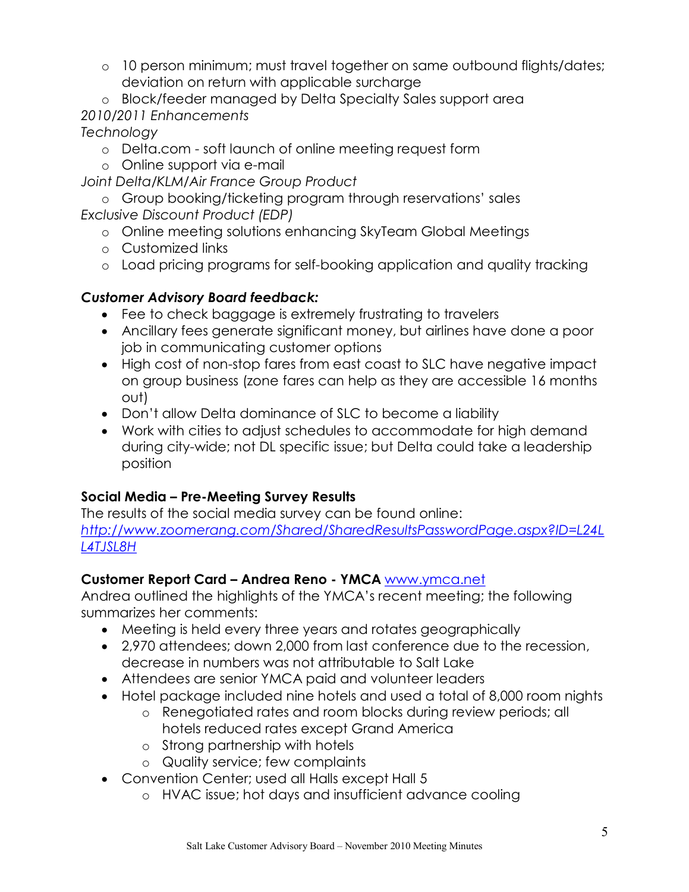- 10 person minimum; must travel together on same outbound flights/dates; deviation on return with applicable surcharge
  - Block/feeder managed by Delta Specialty Sales support area

*2010/2011 Enhancements*

*Technology*

  - Delta.com - soft launch of online meeting request form
  - Online support via e-mail

*Joint Delta/KLM/Air France Group Product*

  - Group booking/ticketing program through reservations' sales

*Exclusive Discount Product (EDP)*

  - Online meeting solutions enhancing SkyTeam Global Meetings
  - Customized links
  - Load pricing programs for self-booking application and quality tracking

***Customer Advisory Board feedback:***

- Fee to check baggage is extremely frustrating to travelers
- Ancillary fees generate significant money, but airlines have done a poor job in communicating customer options
- High cost of non-stop fares from east coast to SLC have negative impact on group business (zone fares can help as they are accessible 16 months out)
- Don't allow Delta dominance of SLC to become a liability
- Work with cities to adjust schedules to accommodate for high demand during city-wide; not DL specific issue; but Delta could take a leadership position

**Social Media – Pre-Meeting Survey Results**

The results of the social media survey can be found online: *http://www.zoomerang.com/Shared/SharedResultsPasswordPage.aspx?ID=L24LL4TJSL8H*

**Customer Report Card – Andrea Reno - YMCA** www.ymca.net

Andrea outlined the highlights of the YMCA's recent meeting; the following summarizes her comments:

- Meeting is held every three years and rotates geographically
- 2,970 attendees; down 2,000 from last conference due to the recession, decrease in numbers was not attributable to Salt Lake
- Attendees are senior YMCA paid and volunteer leaders
- Hotel package included nine hotels and used a total of 8,000 room nights
  - Renegotiated rates and room blocks during review periods; all hotels reduced rates except Grand America
  - Strong partnership with hotels
  - Quality service; few complaints
- Convention Center; used all Halls except Hall 5
  - HVAC issue; hot days and insufficient advance cooling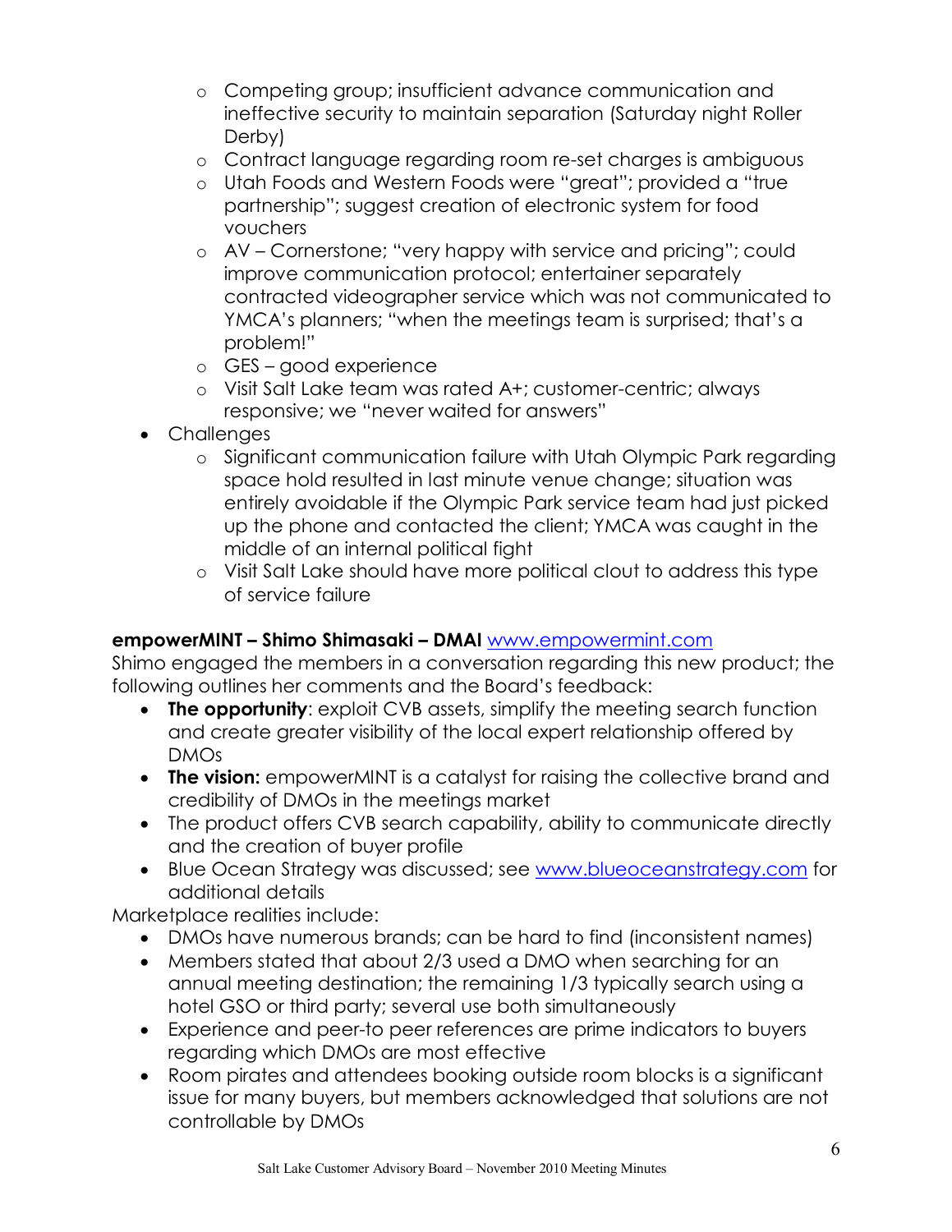- Competing group; insufficient advance communication and ineffective security to maintain separation (Saturday night Roller Derby)
    - Contract language regarding room re-set charges is ambiguous
    - Utah Foods and Western Foods were "great"; provided a "true partnership"; suggest creation of electronic system for food vouchers
    - AV – Cornerstone; "very happy with service and pricing"; could improve communication protocol; entertainer separately contracted videographer service which was not communicated to YMCA's planners; "when the meetings team is surprised; that's a problem!"
    - GES – good experience
    - Visit Salt Lake team was rated A+; customer-centric; always responsive; we "never waited for answers"
- Challenges
    - Significant communication failure with Utah Olympic Park regarding space hold resulted in last minute venue change; situation was entirely avoidable if the Olympic Park service team had just picked up the phone and contacted the client; YMCA was caught in the middle of an internal political fight
    - Visit Salt Lake should have more political clout to address this type of service failure

**empowerMINT – Shimo Shimasaki – DMAI** www.empowermint.com

Shimo engaged the members in a conversation regarding this new product; the following outlines her comments and the Board's feedback:

- **The opportunity**: exploit CVB assets, simplify the meeting search function and create greater visibility of the local expert relationship offered by DMOs
- **The vision:** empowerMINT is a catalyst for raising the collective brand and credibility of DMOs in the meetings market
- The product offers CVB search capability, ability to communicate directly and the creation of buyer profile
- Blue Ocean Strategy was discussed; see www.blueoceanstrategy.com for additional details

Marketplace realities include:

- DMOs have numerous brands; can be hard to find (inconsistent names)
- Members stated that about 2/3 used a DMO when searching for an annual meeting destination; the remaining 1/3 typically search using a hotel GSO or third party; several use both simultaneously
- Experience and peer-to peer references are prime indicators to buyers regarding which DMOs are most effective
- Room pirates and attendees booking outside room blocks is a significant issue for many buyers, but members acknowledged that solutions are not controllable by DMOs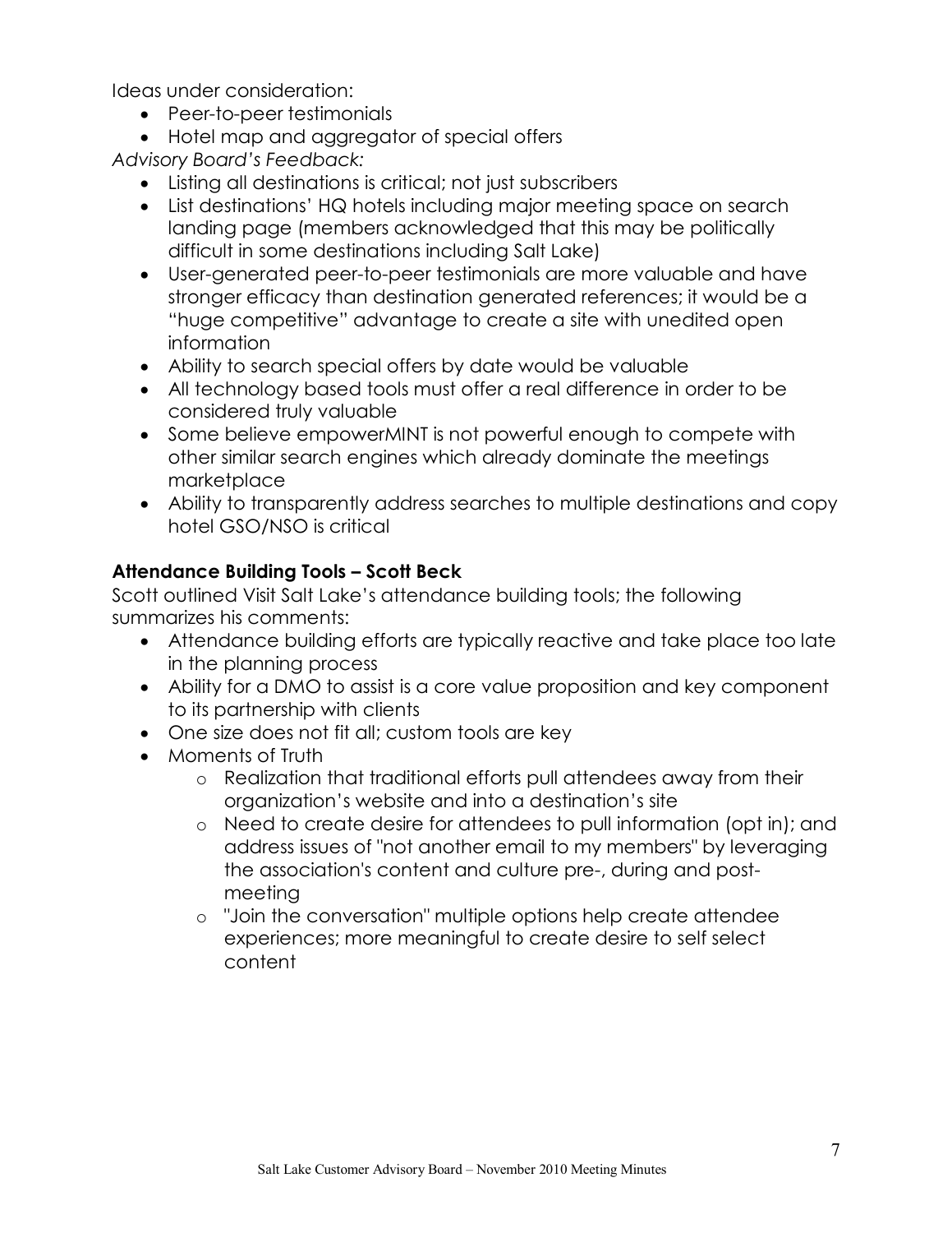Ideas under consideration:

- Peer-to-peer testimonials
- Hotel map and aggregator of special offers

*Advisory Board's Feedback:*

- Listing all destinations is critical; not just subscribers
- List destinations' HQ hotels including major meeting space on search landing page (members acknowledged that this may be politically difficult in some destinations including Salt Lake)
- User-generated peer-to-peer testimonials are more valuable and have stronger efficacy than destination generated references; it would be a "huge competitive" advantage to create a site with unedited open information
- Ability to search special offers by date would be valuable
- All technology based tools must offer a real difference in order to be considered truly valuable
- Some believe empowerMINT is not powerful enough to compete with other similar search engines which already dominate the meetings marketplace
- Ability to transparently address searches to multiple destinations and copy hotel GSO/NSO is critical

**Attendance Building Tools – Scott Beck**

Scott outlined Visit Salt Lake's attendance building tools; the following summarizes his comments:

- Attendance building efforts are typically reactive and take place too late in the planning process
- Ability for a DMO to assist is a core value proposition and key component to its partnership with clients
- One size does not fit all; custom tools are key
- Moments of Truth
  - Realization that traditional efforts pull attendees away from their organization's website and into a destination's site
  - Need to create desire for attendees to pull information (opt in); and address issues of "not another email to my members" by leveraging the association's content and culture pre-, during and post-meeting
  - "Join the conversation" multiple options help create attendee experiences; more meaningful to create desire to self select content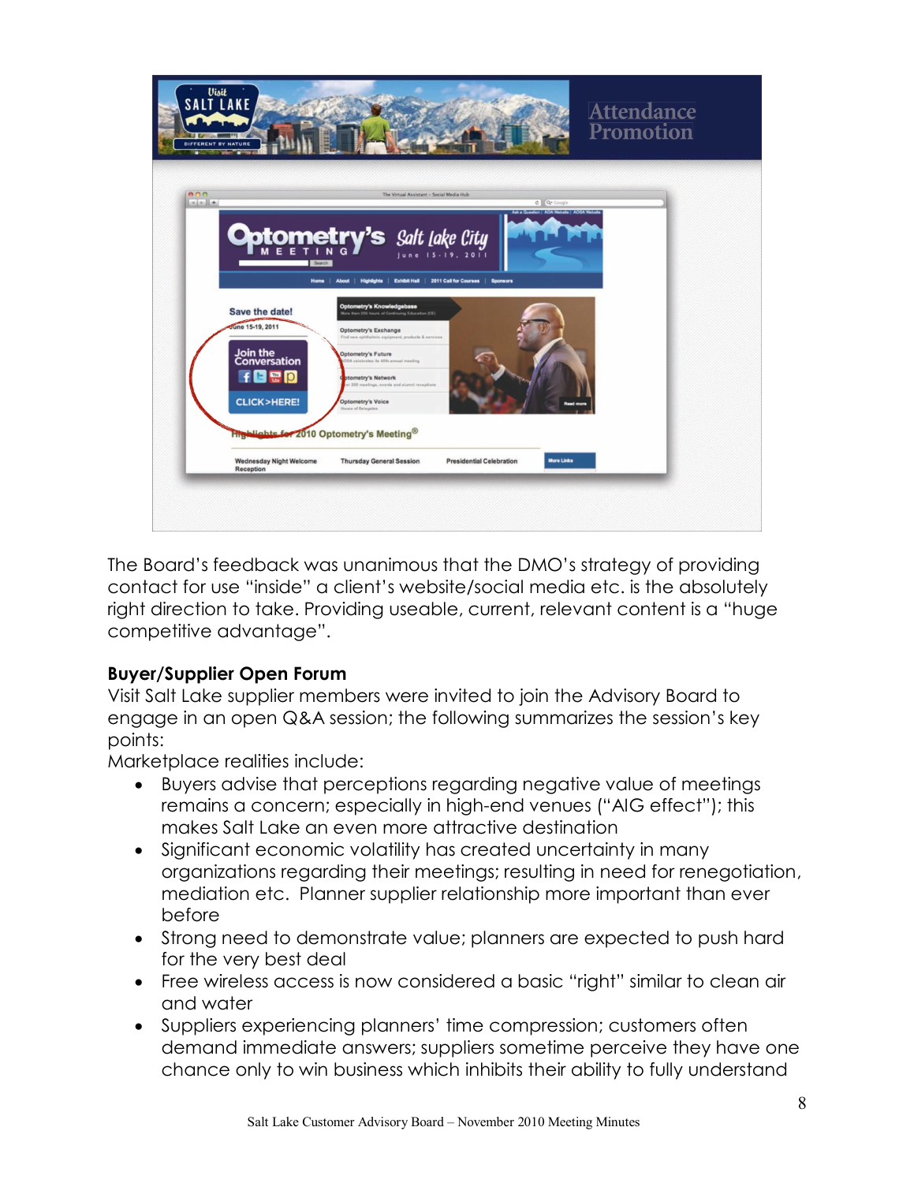The Board's feedback was unanimous that the DMO's strategy of providing contact for use "inside" a client's website/social media etc. is the absolutely right direction to take. Providing useable, current, relevant content is a "huge competitive advantage".

**Buyer/Supplier Open Forum**

Visit Salt Lake supplier members were invited to join the Advisory Board to engage in an open Q&A session; the following summarizes the session's key points:

Marketplace realities include:

- Buyers advise that perceptions regarding negative value of meetings remains a concern; especially in high-end venues ("AIG effect"); this makes Salt Lake an even more attractive destination
- Significant economic volatility has created uncertainty in many organizations regarding their meetings; resulting in need for renegotiation, mediation etc. Planner supplier relationship more important than ever before
- Strong need to demonstrate value; planners are expected to push hard for the very best deal
- Free wireless access is now considered a basic "right" similar to clean air and water
- Suppliers experiencing planners' time compression; customers often demand immediate answers; suppliers sometime perceive they have one chance only to win business which inhibits their ability to fully understand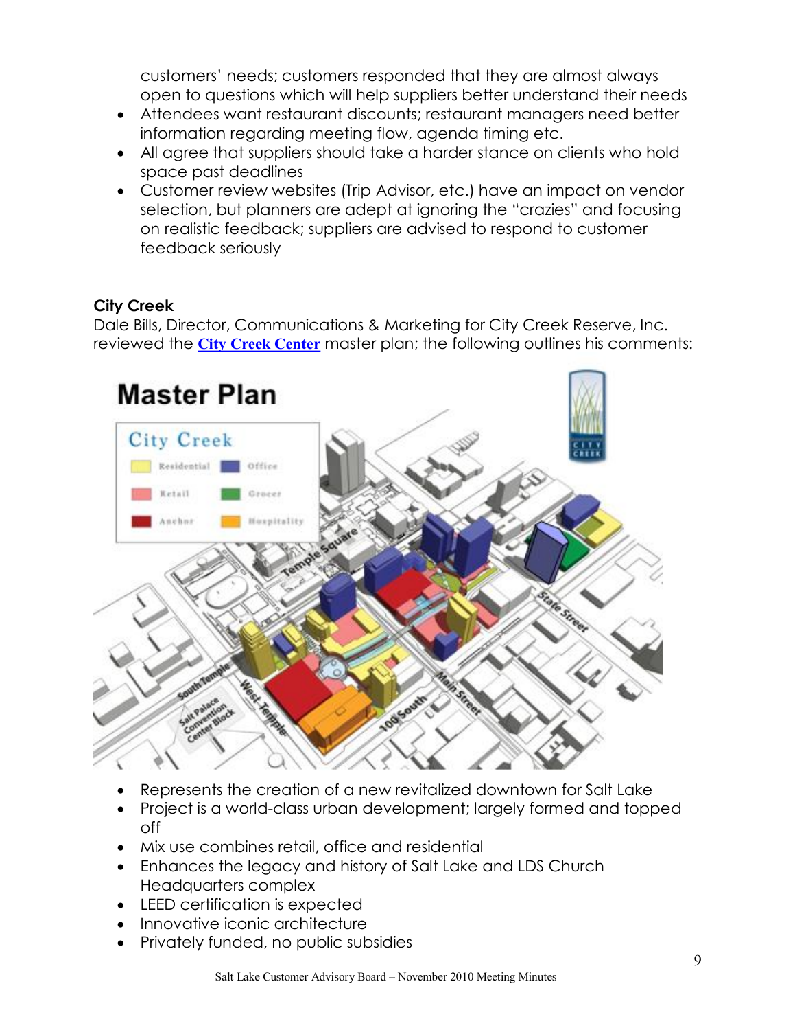customers' needs; customers responded that they are almost always open to questions which will help suppliers better understand their needs

- Attendees want restaurant discounts; restaurant managers need better information regarding meeting flow, agenda timing etc.
- All agree that suppliers should take a harder stance on clients who hold space past deadlines
- Customer review websites (Trip Advisor, etc.) have an impact on vendor selection, but planners are adept at ignoring the "crazies" and focusing on realistic feedback; suppliers are advised to respond to customer feedback seriously

**City Creek**

Dale Bills, Director, Communications & Marketing for City Creek Reserve, Inc. reviewed the **City Creek Center** master plan; the following outlines his comments:

- Represents the creation of a new revitalized downtown for Salt Lake
- Project is a world-class urban development; largely formed and topped off
- Mix use combines retail, office and residential
- Enhances the legacy and history of Salt Lake and LDS Church Headquarters complex
- LEED certification is expected
- Innovative iconic architecture
- Privately funded, no public subsidies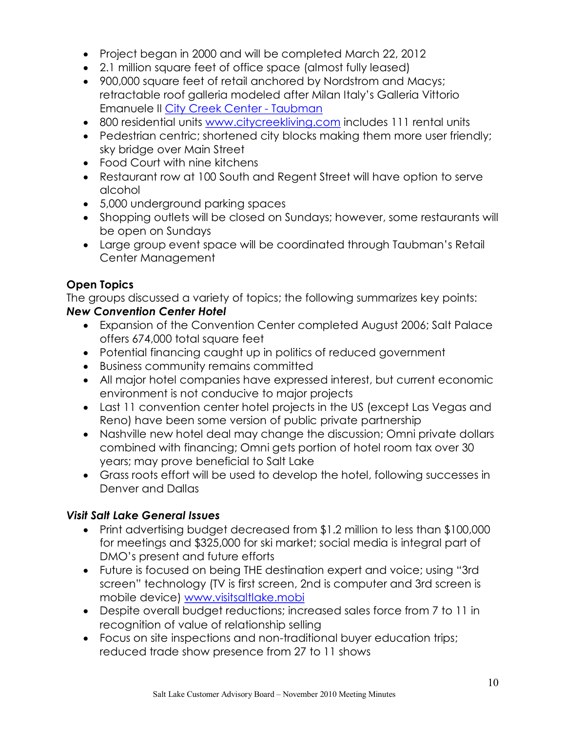- Project began in 2000 and will be completed March 22, 2012
- 2.1 million square feet of office space (almost fully leased)
- 900,000 square feet of retail anchored by Nordstrom and Macys; retractable roof galleria modeled after Milan Italy's Galleria Vittorio Emanuele II [City Creek Center - Taubman]
- 800 residential units [www.citycreekliving.com] includes 111 rental units
- Pedestrian centric; shortened city blocks making them more user friendly; sky bridge over Main Street
- Food Court with nine kitchens
- Restaurant row at 100 South and Regent Street will have option to serve alcohol
- 5,000 underground parking spaces
- Shopping outlets will be closed on Sundays; however, some restaurants will be open on Sundays
- Large group event space will be coordinated through Taubman's Retail Center Management

**Open Topics**

The groups discussed a variety of topics; the following summarizes key points:

***New Convention Center Hotel***

- Expansion of the Convention Center completed August 2006; Salt Palace offers 674,000 total square feet
- Potential financing caught up in politics of reduced government
- Business community remains committed
- All major hotel companies have expressed interest, but current economic environment is not conducive to major projects
- Last 11 convention center hotel projects in the US (except Las Vegas and Reno) have been some version of public private partnership
- Nashville new hotel deal may change the discussion; Omni private dollars combined with financing; Omni gets portion of hotel room tax over 30 years; may prove beneficial to Salt Lake
- Grass roots effort will be used to develop the hotel, following successes in Denver and Dallas

***Visit Salt Lake General Issues***

- Print advertising budget decreased from $1.2 million to less than $100,000 for meetings and $325,000 for ski market; social media is integral part of DMO's present and future efforts
- Future is focused on being THE destination expert and voice; using "3rd screen" technology (TV is first screen, 2nd is computer and 3rd screen is mobile device) [www.visitsaltlake.mobi]
- Despite overall budget reductions; increased sales force from 7 to 11 in recognition of value of relationship selling
- Focus on site inspections and non-traditional buyer education trips; reduced trade show presence from 27 to 11 shows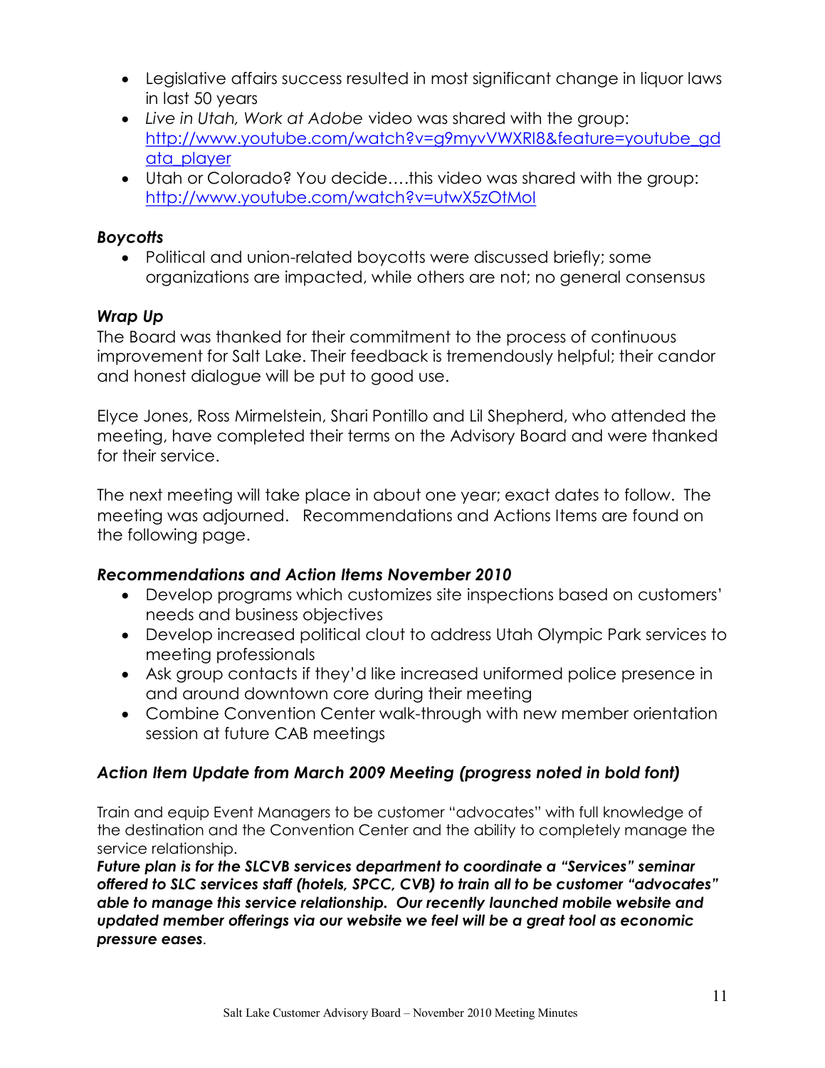- Legislative affairs success resulted in most significant change in liquor laws in last 50 years
- *Live in Utah, Work at Adobe* video was shared with the group: http://www.youtube.com/watch?v=g9myvVWXRI8&feature=youtube_gdata_player
- Utah or Colorado? You decide….this video was shared with the group: http://www.youtube.com/watch?v=utwX5zOtMoI

### *Boycotts*

- Political and union-related boycotts were discussed briefly; some organizations are impacted, while others are not; no general consensus

### *Wrap Up*

The Board was thanked for their commitment to the process of continuous improvement for Salt Lake. Their feedback is tremendously helpful; their candor and honest dialogue will be put to good use.

Elyce Jones, Ross Mirmelstein, Shari Pontillo and Lil Shepherd, who attended the meeting, have completed their terms on the Advisory Board and were thanked for their service.

The next meeting will take place in about one year; exact dates to follow. The meeting was adjourned. Recommendations and Actions Items are found on the following page.

### *Recommendations and Action Items November 2010*

- Develop programs which customizes site inspections based on customers' needs and business objectives
- Develop increased political clout to address Utah Olympic Park services to meeting professionals
- Ask group contacts if they'd like increased uniformed police presence in and around downtown core during their meeting
- Combine Convention Center walk-through with new member orientation session at future CAB meetings

### *Action Item Update from March 2009 Meeting (progress noted in bold font)*

Train and equip Event Managers to be customer "advocates" with full knowledge of the destination and the Convention Center and the ability to completely manage the service relationship.

***Future plan is for the SLCVB services department to coordinate a "Services" seminar offered to SLC services staff (hotels, SPCC, CVB) to train all to be customer "advocates" able to manage this service relationship. Our recently launched mobile website and updated member offerings via our website we feel will be a great tool as economic pressure eases***.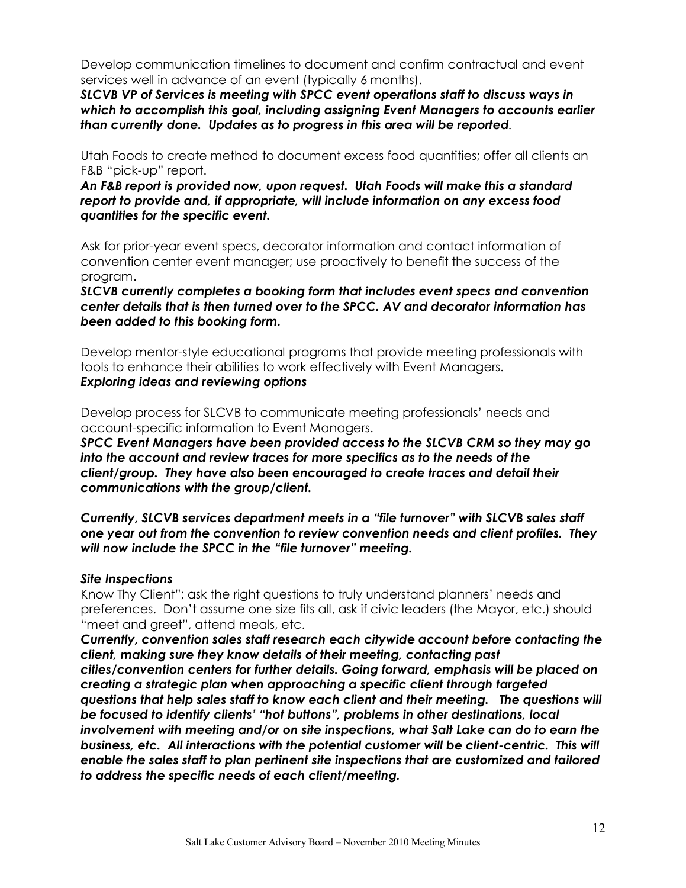Develop communication timelines to document and confirm contractual and event services well in advance of an event (typically 6 months).

***SLCVB VP of Services is meeting with SPCC event operations staff to discuss ways in which to accomplish this goal, including assigning Event Managers to accounts earlier than currently done. Updates as to progress in this area will be reported.***

Utah Foods to create method to document excess food quantities; offer all clients an F&B "pick-up" report.

***An F&B report is provided now, upon request. Utah Foods will make this a standard report to provide and, if appropriate, will include information on any excess food quantities for the specific event.***

Ask for prior-year event specs, decorator information and contact information of convention center event manager; use proactively to benefit the success of the program.

***SLCVB currently completes a booking form that includes event specs and convention center details that is then turned over to the SPCC. AV and decorator information has been added to this booking form.***

Develop mentor-style educational programs that provide meeting professionals with tools to enhance their abilities to work effectively with Event Managers.

***Exploring ideas and reviewing options***

Develop process for SLCVB to communicate meeting professionals' needs and account-specific information to Event Managers.

***SPCC Event Managers have been provided access to the SLCVB CRM so they may go into the account and review traces for more specifics as to the needs of the client/group. They have also been encouraged to create traces and detail their communications with the group/client.***

***Currently, SLCVB services department meets in a "file turnover" with SLCVB sales staff one year out from the convention to review convention needs and client profiles. They will now include the SPCC in the "file turnover" meeting.***

***Site Inspections***

Know Thy Client"; ask the right questions to truly understand planners' needs and preferences. Don't assume one size fits all, ask if civic leaders (the Mayor, etc.) should "meet and greet", attend meals, etc.

***Currently, convention sales staff research each citywide account before contacting the client, making sure they know details of their meeting, contacting past cities/convention centers for further details. Going forward, emphasis will be placed on creating a strategic plan when approaching a specific client through targeted questions that help sales staff to know each client and their meeting. The questions will be focused to identify clients' "hot buttons", problems in other destinations, local involvement with meeting and/or on site inspections, what Salt Lake can do to earn the business, etc. All interactions with the potential customer will be client-centric. This will enable the sales staff to plan pertinent site inspections that are customized and tailored to address the specific needs of each client/meeting.***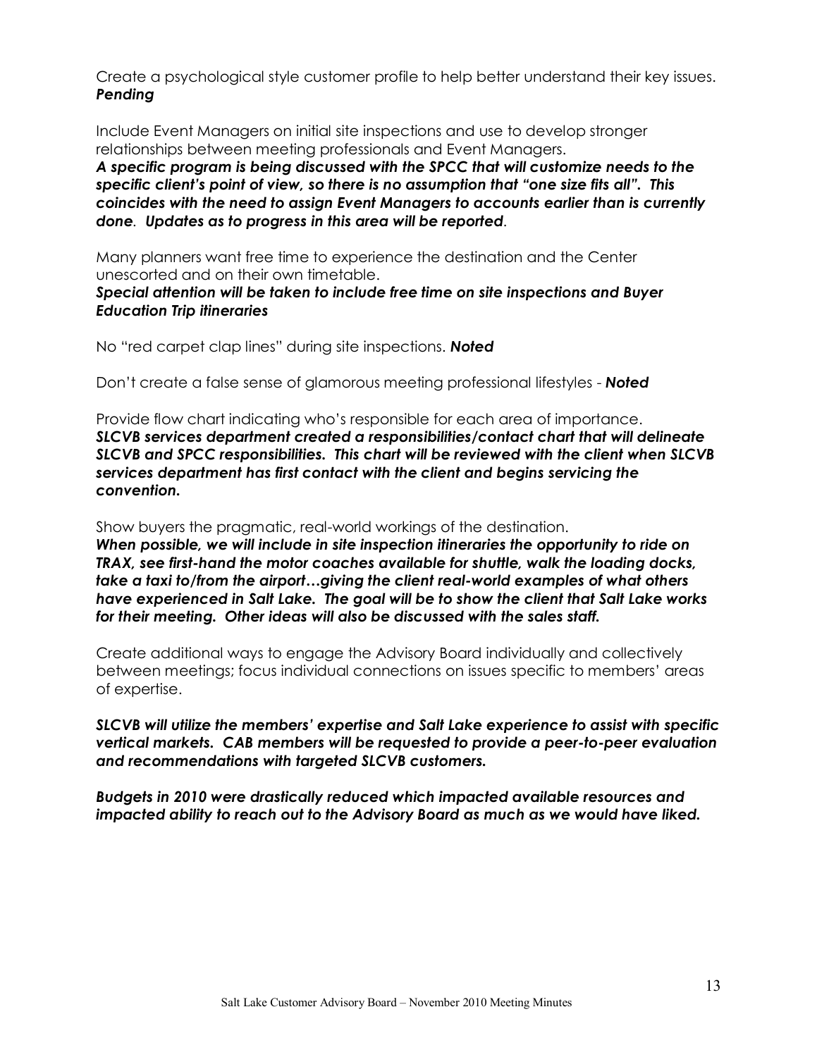Create a psychological style customer profile to help better understand their key issues. ***Pending***

Include Event Managers on initial site inspections and use to develop stronger relationships between meeting professionals and Event Managers.
***A specific program is being discussed with the SPCC that will customize needs to the specific client's point of view, so there is no assumption that "one size fits all". This coincides with the need to assign Event Managers to accounts earlier than is currently done. Updates as to progress in this area will be reported.***

Many planners want free time to experience the destination and the Center unescorted and on their own timetable.
***Special attention will be taken to include free time on site inspections and Buyer Education Trip itineraries***

No "red carpet clap lines" during site inspections. ***Noted***

Don't create a false sense of glamorous meeting professional lifestyles - ***Noted***

Provide flow chart indicating who's responsible for each area of importance.
***SLCVB services department created a responsibilities/contact chart that will delineate SLCVB and SPCC responsibilities. This chart will be reviewed with the client when SLCVB services department has first contact with the client and begins servicing the convention.***

Show buyers the pragmatic, real-world workings of the destination.
***When possible, we will include in site inspection itineraries the opportunity to ride on TRAX, see first-hand the motor coaches available for shuttle, walk the loading docks, take a taxi to/from the airport…giving the client real-world examples of what others have experienced in Salt Lake. The goal will be to show the client that Salt Lake works for their meeting. Other ideas will also be discussed with the sales staff.***

Create additional ways to engage the Advisory Board individually and collectively between meetings; focus individual connections on issues specific to members' areas of expertise.

***SLCVB will utilize the members' expertise and Salt Lake experience to assist with specific vertical markets. CAB members will be requested to provide a peer-to-peer evaluation and recommendations with targeted SLCVB customers.***

***Budgets in 2010 were drastically reduced which impacted available resources and impacted ability to reach out to the Advisory Board as much as we would have liked.***